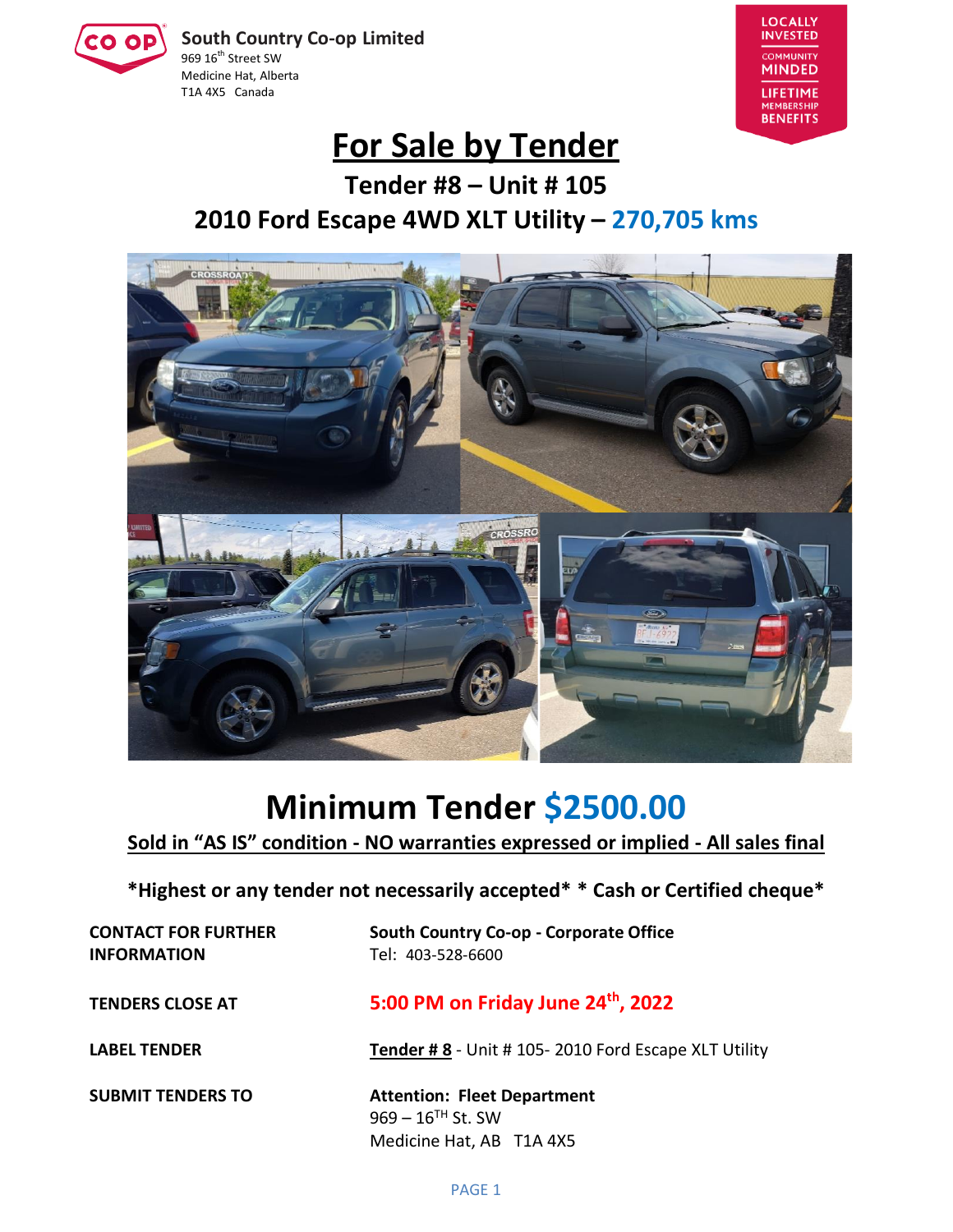**South Country Co-op Limited**
969 16th Street SW
Medicine Hat, Alberta
T1A 4X5 Canada

LOCALLY INVESTED
COMMUNITY MINDED
LIFETIME MEMBERSHIP BENEFITS

# For Sale by Tender

## Tender #8 – Unit # 105

## 2010 Ford Escape 4WD XLT Utility – 270,705 kms

# Minimum Tender $2500.00

**Sold in "AS IS" condition - NO warranties expressed or implied - All sales final**

**\*Highest or any tender not necessarily accepted\* \* Cash or Certified cheque\***

| | |
|---|---|
| **CONTACT FOR FURTHER INFORMATION** | **South Country Co-op - Corporate Office**<br>Tel: 403-528-6600 |
| **TENDERS CLOSE AT** | **5:00 PM on Friday June 24th, 2022** |
| **LABEL TENDER** | **Tender # 8** - Unit # 105- 2010 Ford Escape XLT Utility |
| **SUBMIT TENDERS TO** | **Attention: Fleet Department**<br>969 – 16TH St. SW<br>Medicine Hat, AB T1A 4X5 |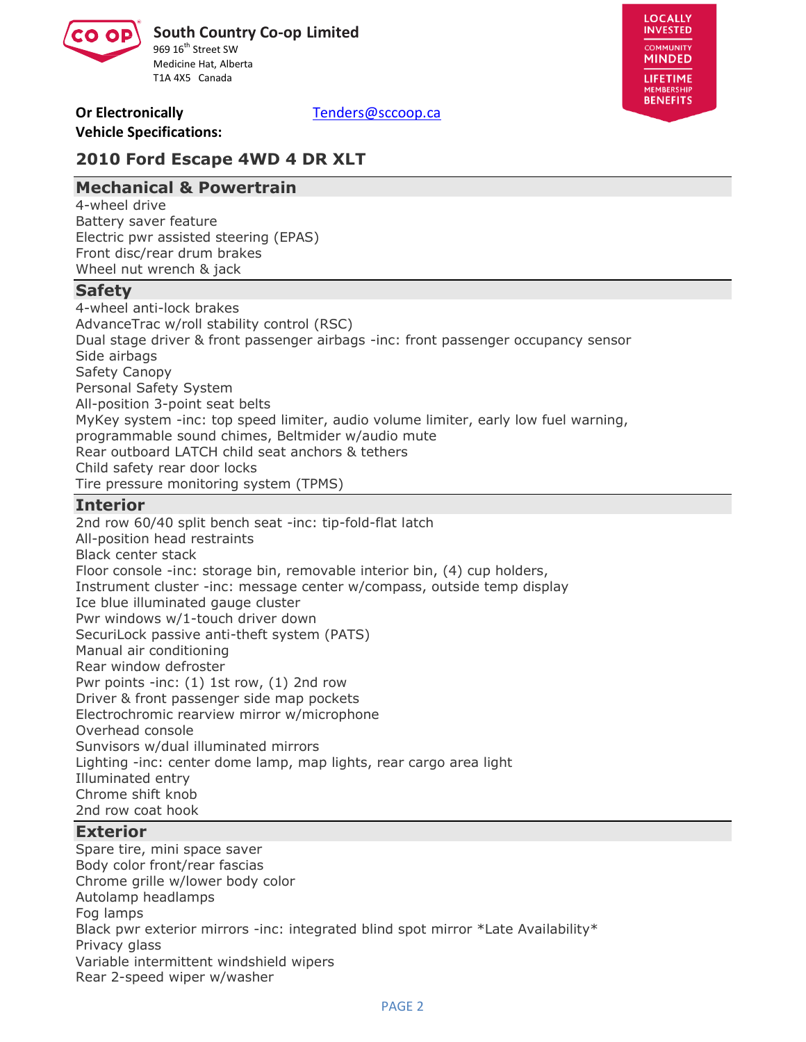**South Country Co-op Limited**
969 16th Street SW
Medicine Hat, Alberta
T1A 4X5 Canada

LOCALLY INVESTED
COMMUNITY MINDED
LIFETIME MEMBERSHIP BENEFITS

**Or Electronically** Tenders@sccoop.ca

**Vehicle Specifications:**

## 2010 Ford Escape 4WD 4 DR XLT

### Mechanical & Powertrain

4-wheel drive
Battery saver feature
Electric pwr assisted steering (EPAS)
Front disc/rear drum brakes
Wheel nut wrench & jack

### Safety

4-wheel anti-lock brakes
AdvanceTrac w/roll stability control (RSC)
Dual stage driver & front passenger airbags -inc: front passenger occupancy sensor
Side airbags
Safety Canopy
Personal Safety System
All-position 3-point seat belts
MyKey system -inc: top speed limiter, audio volume limiter, early low fuel warning, programmable sound chimes, Beltmider w/audio mute
Rear outboard LATCH child seat anchors & tethers
Child safety rear door locks
Tire pressure monitoring system (TPMS)

### Interior

2nd row 60/40 split bench seat -inc: tip-fold-flat latch
All-position head restraints
Black center stack
Floor console -inc: storage bin, removable interior bin, (4) cup holders,
Instrument cluster -inc: message center w/compass, outside temp display
Ice blue illuminated gauge cluster
Pwr windows w/1-touch driver down
SecuriLock passive anti-theft system (PATS)
Manual air conditioning
Rear window defroster
Pwr points -inc: (1) 1st row, (1) 2nd row
Driver & front passenger side map pockets
Electrochromic rearview mirror w/microphone
Overhead console
Sunvisors w/dual illuminated mirrors
Lighting -inc: center dome lamp, map lights, rear cargo area light
Illuminated entry
Chrome shift knob
2nd row coat hook

### Exterior

Spare tire, mini space saver
Body color front/rear fascias
Chrome grille w/lower body color
Autolamp headlamps
Fog lamps
Black pwr exterior mirrors -inc: integrated blind spot mirror *Late Availability*
Privacy glass
Variable intermittent windshield wipers
Rear 2-speed wiper w/washer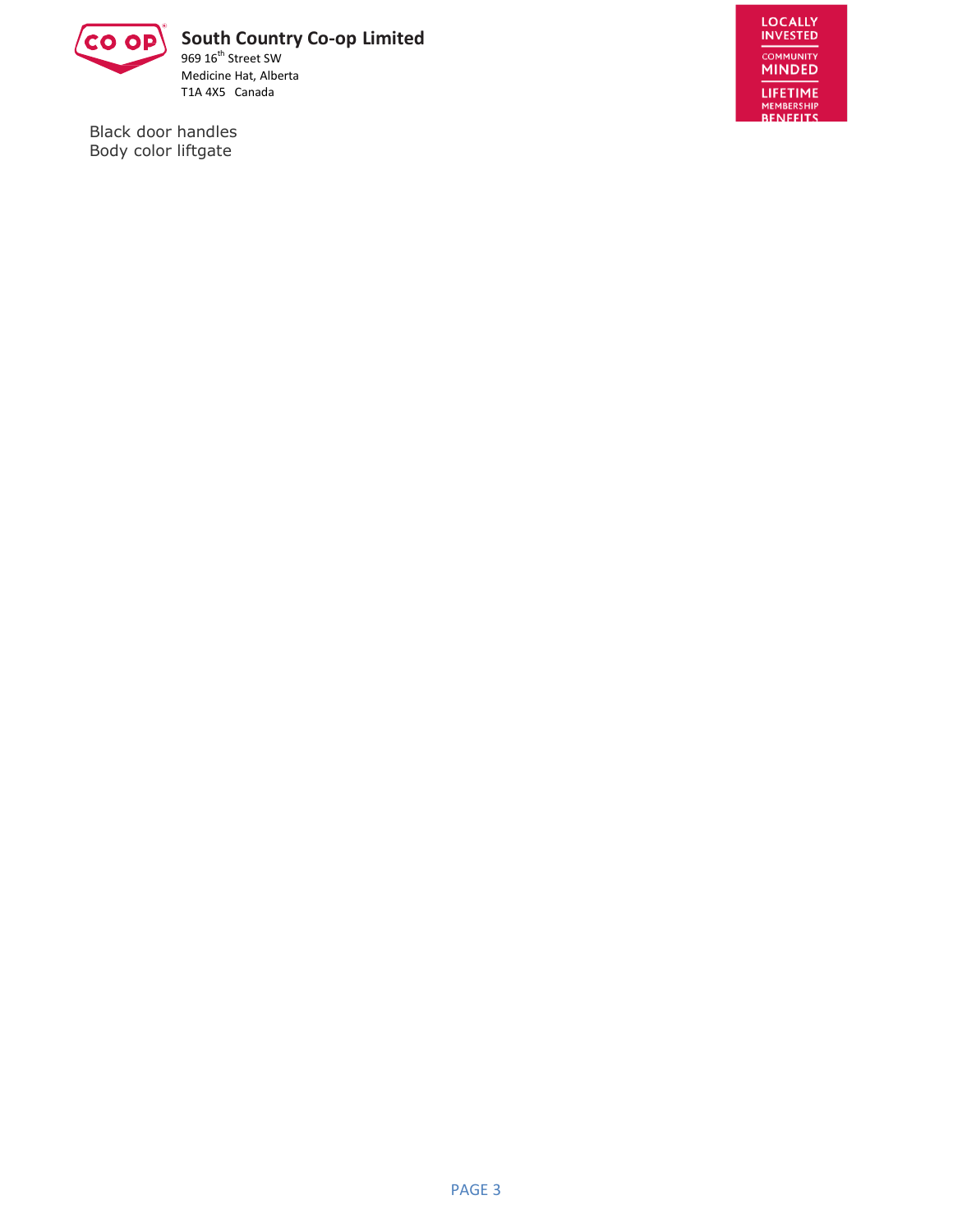**South Country Co-op Limited**
969 16th Street SW
Medicine Hat, Alberta
T1A 4X5 Canada

LOCALLY INVESTED
COMMUNITY MINDED
LIFETIME MEMBERSHIP BENEFITS

Black door handles
Body color liftgate